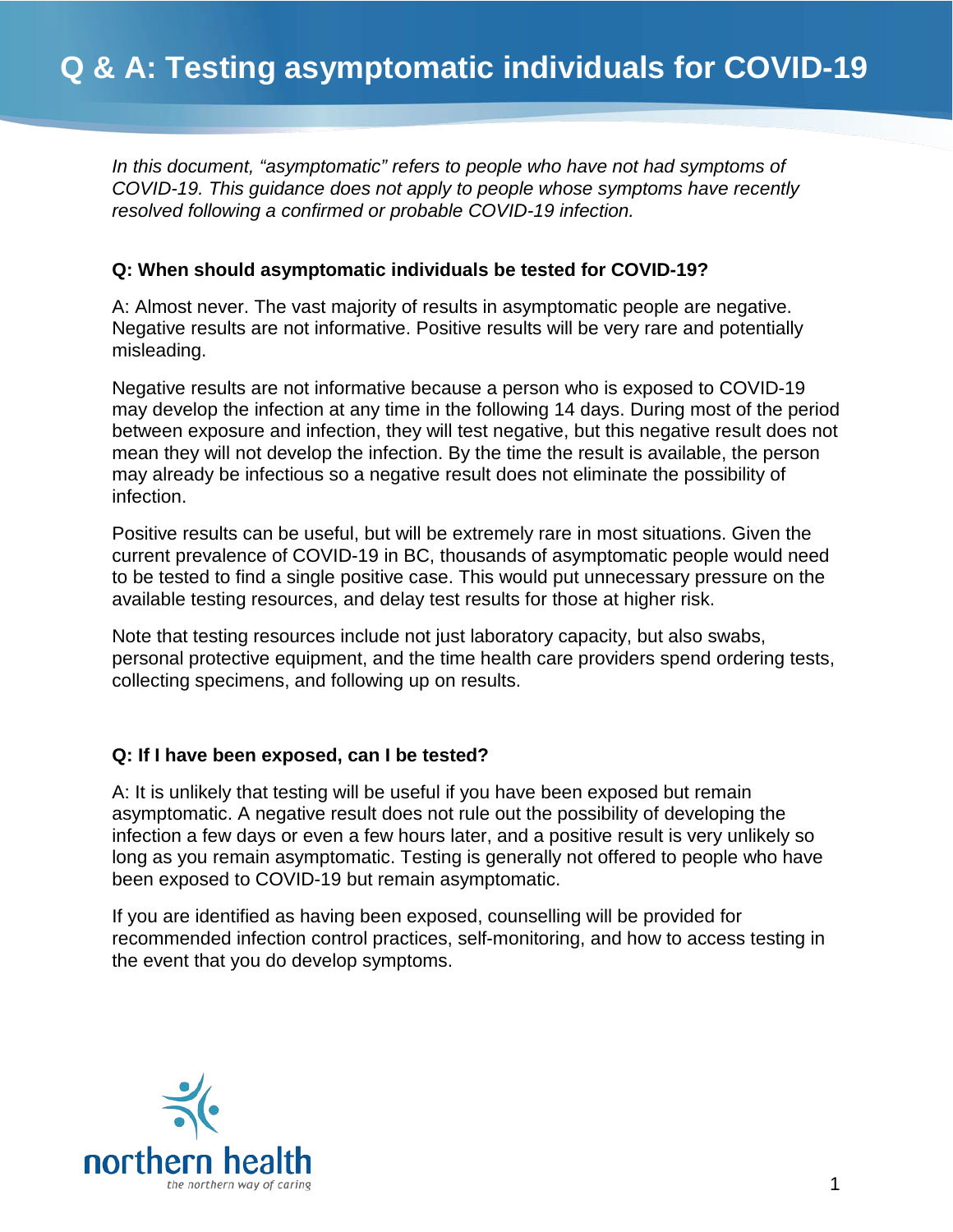# Q & A: Testing asymptomatic individuals for COVID-19

*In this document, "asymptomatic" refers to people who have not had symptoms of COVID-19. This guidance does not apply to people whose symptoms have recently resolved following a confirmed or probable COVID-19 infection.*

**Q: When should asymptomatic individuals be tested for COVID-19?**

A: Almost never. The vast majority of results in asymptomatic people are negative. Negative results are not informative. Positive results will be very rare and potentially misleading.

Negative results are not informative because a person who is exposed to COVID-19 may develop the infection at any time in the following 14 days. During most of the period between exposure and infection, they will test negative, but this negative result does not mean they will not develop the infection. By the time the result is available, the person may already be infectious so a negative result does not eliminate the possibility of infection.

Positive results can be useful, but will be extremely rare in most situations. Given the current prevalence of COVID-19 in BC, thousands of asymptomatic people would need to be tested to find a single positive case. This would put unnecessary pressure on the available testing resources, and delay test results for those at higher risk.

Note that testing resources include not just laboratory capacity, but also swabs, personal protective equipment, and the time health care providers spend ordering tests, collecting specimens, and following up on results.

**Q: If I have been exposed, can I be tested?**

A: It is unlikely that testing will be useful if you have been exposed but remain asymptomatic. A negative result does not rule out the possibility of developing the infection a few days or even a few hours later, and a positive result is very unlikely so long as you remain asymptomatic. Testing is generally not offered to people who have been exposed to COVID-19 but remain asymptomatic.

If you are identified as having been exposed, counselling will be provided for recommended infection control practices, self-monitoring, and how to access testing in the event that you do develop symptoms.

northern health
the northern way of caring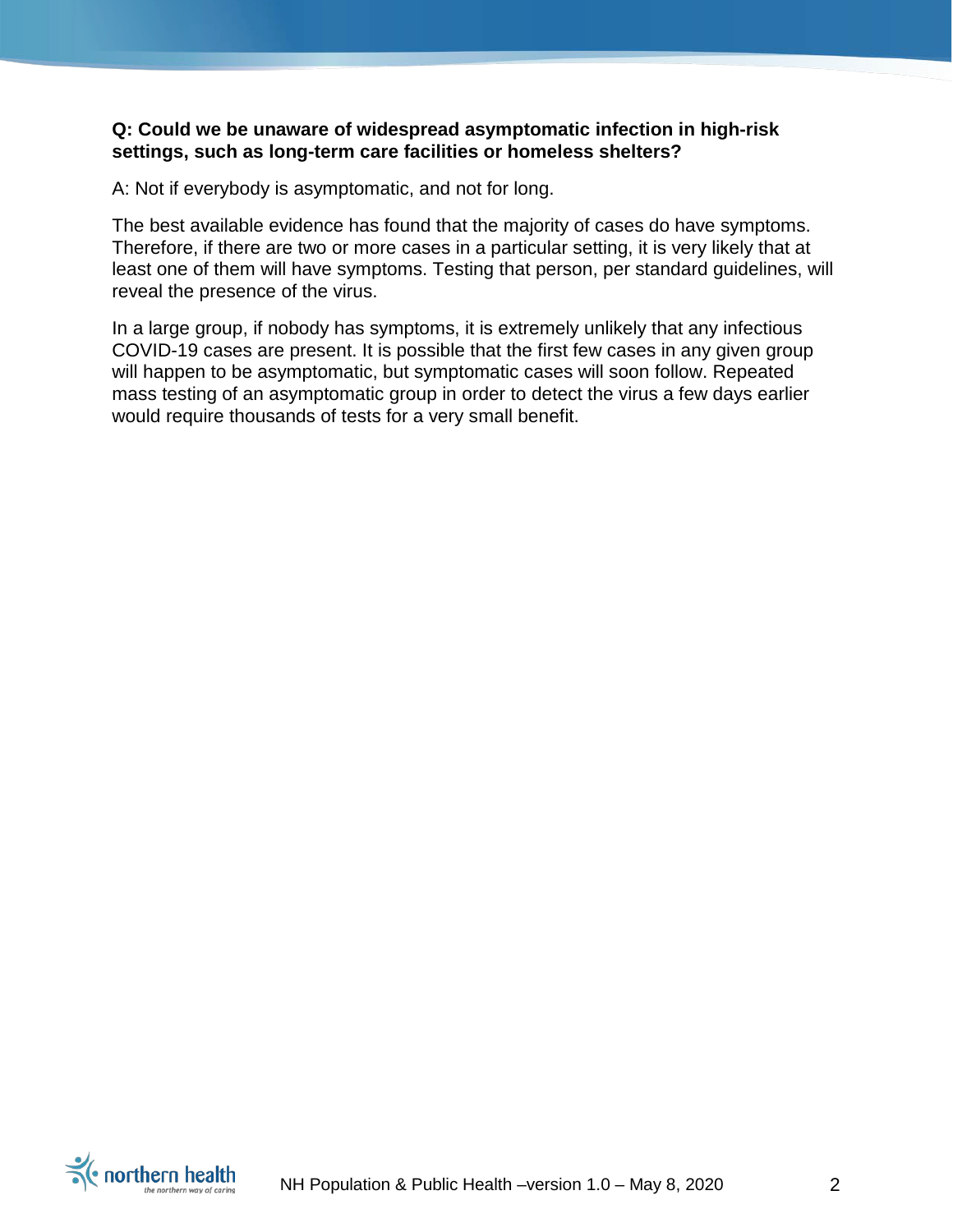**Q: Could we be unaware of widespread asymptomatic infection in high-risk settings, such as long-term care facilities or homeless shelters?**

A: Not if everybody is asymptomatic, and not for long.

The best available evidence has found that the majority of cases do have symptoms. Therefore, if there are two or more cases in a particular setting, it is very likely that at least one of them will have symptoms. Testing that person, per standard guidelines, will reveal the presence of the virus.

In a large group, if nobody has symptoms, it is extremely unlikely that any infectious COVID-19 cases are present. It is possible that the first few cases in any given group will happen to be asymptomatic, but symptomatic cases will soon follow. Repeated mass testing of an asymptomatic group in order to detect the virus a few days earlier would require thousands of tests for a very small benefit.